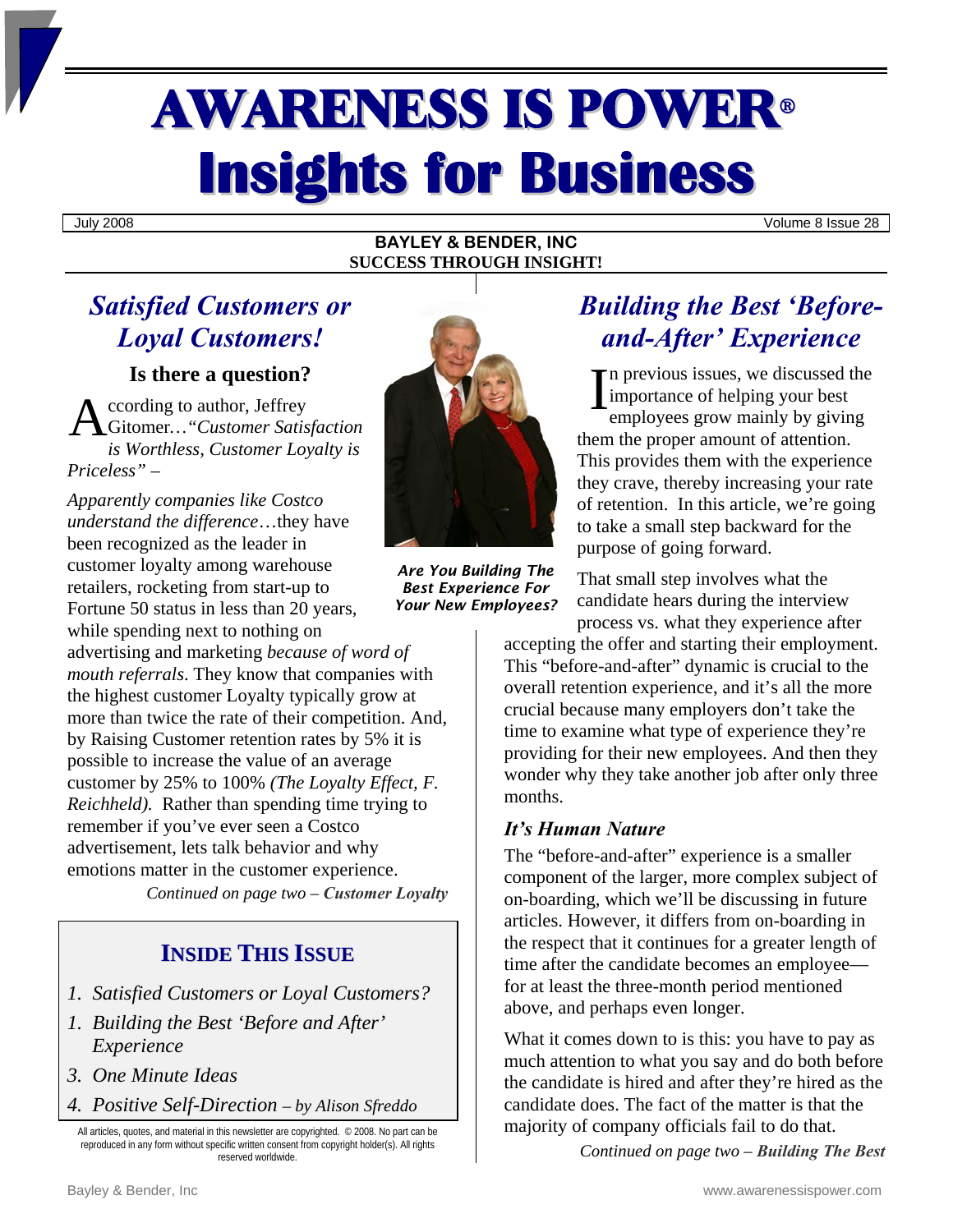# AWARENESS IS POWER®
# Insights for Business

July 2008 Volume 8 Issue 28

**BAYLEY & BENDER, INC**
**SUCCESS THROUGH INSIGHT!**

## *Satisfied Customers or Loyal Customers!*

### Is there a question?

According to author, Jeffrey Gitomer…*"Customer Satisfaction is Worthless, Customer Loyalty is Priceless"* –

*Apparently companies like Costco understand the difference*…they have been recognized as the leader in customer loyalty among warehouse retailers, rocketing from start-up to Fortune 50 status in less than 20 years, while spending next to nothing on advertising and marketing *because of word of mouth referrals*. They know that companies with the highest customer Loyalty typically grow at more than twice the rate of their competition. And, by Raising Customer retention rates by 5% it is possible to increase the value of an average customer by 25% to 100% *(The Loyalty Effect, F. Reichheld).* Rather than spending time trying to remember if you've ever seen a Costco advertisement, lets talk behavior and why emotions matter in the customer experience.

*Continued on page two – **Customer Loyalty***

**INSIDE THIS ISSUE**

1. *Satisfied Customers or Loyal Customers?*
1. *Building the Best 'Before and After' Experience*
3. *One Minute Ideas*
4. *Positive Self-Direction – by Alison Sfreddo*

All articles, quotes, and material in this newsletter are copyrighted. © 2008. No part can be reproduced in any form without specific written consent from copyright holder(s). All rights reserved worldwide.

***Are You Building The Best Experience For Your New Employees?***

## *Building the Best 'Before-and-After' Experience*

In previous issues, we discussed the importance of helping your best employees grow mainly by giving them the proper amount of attention. This provides them with the experience they crave, thereby increasing your rate of retention. In this article, we're going to take a small step backward for the purpose of going forward.

That small step involves what the candidate hears during the interview process vs. what they experience after accepting the offer and starting their employment. This "before-and-after" dynamic is crucial to the overall retention experience, and it's all the more crucial because many employers don't take the time to examine what type of experience they're providing for their new employees. And then they wonder why they take another job after only three months.

### *It's Human Nature*

The "before-and-after" experience is a smaller component of the larger, more complex subject of on-boarding, which we'll be discussing in future articles. However, it differs from on-boarding in the respect that it continues for a greater length of time after the candidate becomes an employee—for at least the three-month period mentioned above, and perhaps even longer.

What it comes down to is this: you have to pay as much attention to what you say and do both before the candidate is hired and after they're hired as the candidate does. The fact of the matter is that the majority of company officials fail to do that.

*Continued on page two – **Building The Best***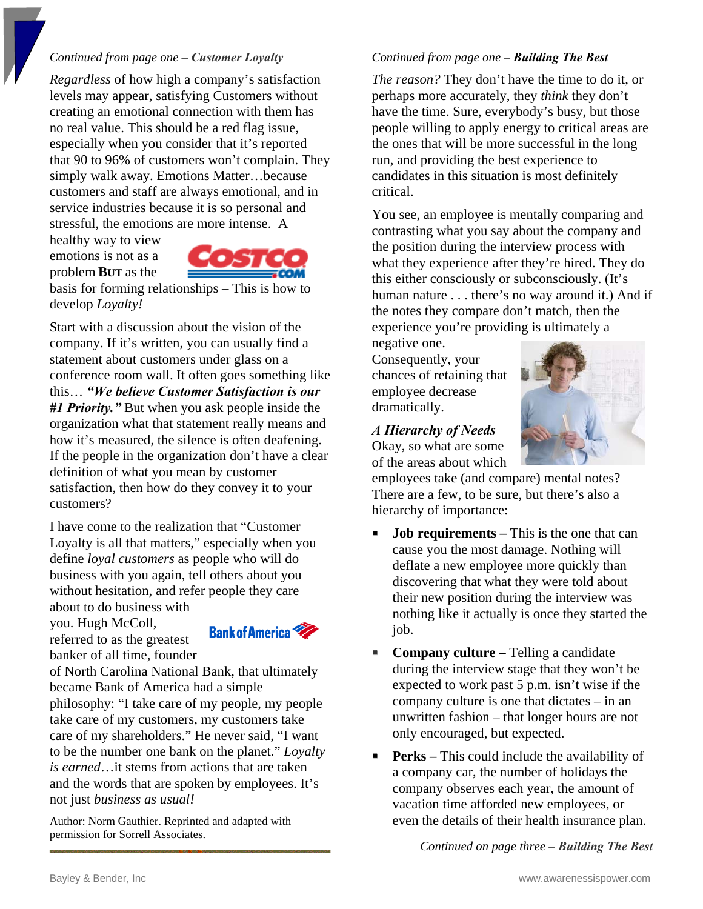*Continued from page one – **Customer Loyalty***

*Regardless* of how high a company's satisfaction levels may appear, satisfying Customers without creating an emotional connection with them has no real value. This should be a red flag issue, especially when you consider that it's reported that 90 to 96% of customers won't complain. They simply walk away. Emotions Matter…because customers and staff are always emotional, and in service industries because it is so personal and stressful, the emotions are more intense. A healthy way to view emotions is not as a problem **BUT** as the basis for forming relationships – This is how to develop *Loyalty!*

Start with a discussion about the vision of the company. If it's written, you can usually find a statement about customers under glass on a conference room wall. It often goes something like this… ***"We believe Customer Satisfaction is our #1 Priority."*** But when you ask people inside the organization what that statement really means and how it's measured, the silence is often deafening. If the people in the organization don't have a clear definition of what you mean by customer satisfaction, then how do they convey it to your customers?

I have come to the realization that "Customer Loyalty is all that matters," especially when you define *loyal customers* as people who will do business with you again, tell others about you without hesitation, and refer people they care about to do business with you. Hugh McColl, referred to as the greatest banker of all time, founder of North Carolina National Bank, that ultimately became Bank of America had a simple philosophy: "I take care of my people, my people take care of my customers, my customers take care of my shareholders." He never said, "I want to be the number one bank on the planet." *Loyalty is earned*…it stems from actions that are taken and the words that are spoken by employees. It's not just *business as usual!*

Author: Norm Gauthier. Reprinted and adapted with permission for Sorrell Associates.

*Continued from page one – **Building The Best***

*The reason?* They don't have the time to do it, or perhaps more accurately, they *think* they don't have the time. Sure, everybody's busy, but those people willing to apply energy to critical areas are the ones that will be more successful in the long run, and providing the best experience to candidates in this situation is most definitely critical.

You see, an employee is mentally comparing and contrasting what you say about the company and the position during the interview process with what they experience after they're hired. They do this either consciously or subconsciously. (It's human nature . . . there's no way around it.) And if the notes they compare don't match, then the experience you're providing is ultimately a negative one. Consequently, your chances of retaining that employee decrease dramatically.

***A Hierarchy of Needs***

Okay, so what are some of the areas about which employees take (and compare) mental notes? There are a few, to be sure, but there's also a hierarchy of importance:

- **Job requirements –** This is the one that can cause you the most damage. Nothing will deflate a new employee more quickly than discovering that what they were told about their new position during the interview was nothing like it actually is once they started the job.
- **Company culture –** Telling a candidate during the interview stage that they won't be expected to work past 5 p.m. isn't wise if the company culture is one that dictates – in an unwritten fashion – that longer hours are not only encouraged, but expected.
- **Perks –** This could include the availability of a company car, the number of holidays the company observes each year, the amount of vacation time afforded new employees, or even the details of their health insurance plan.

*Continued on page three – **Building The Best***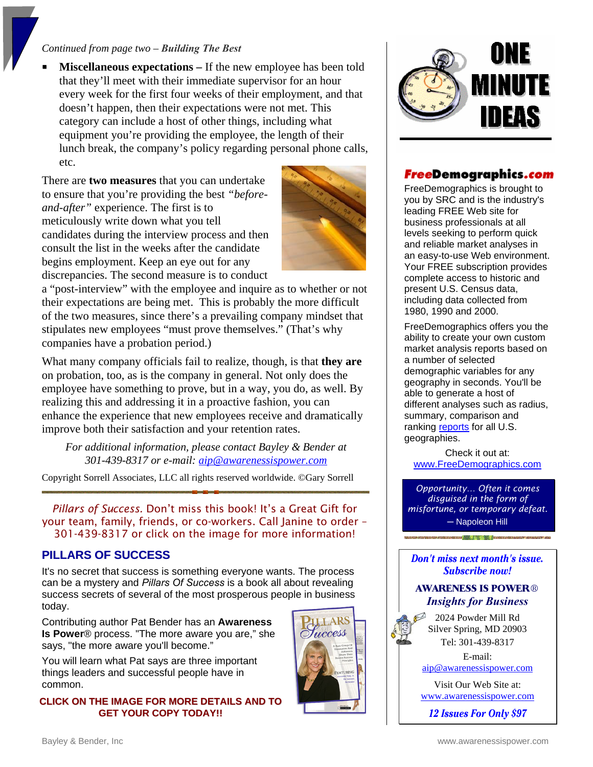*Continued from page two – **Building The Best***

- **Miscellaneous expectations –** If the new employee has been told that they'll meet with their immediate supervisor for an hour every week for the first four weeks of their employment, and that doesn't happen, then their expectations were not met. This category can include a host of other things, including what equipment you're providing the employee, the length of their lunch break, the company's policy regarding personal phone calls, etc.

There are **two measures** that you can undertake to ensure that you're providing the best *"before-and-after"* experience. The first is to meticulously write down what you tell candidates during the interview process and then consult the list in the weeks after the candidate begins employment. Keep an eye out for any discrepancies. The second measure is to conduct a "post-interview" with the employee and inquire as to whether or not their expectations are being met. This is probably the more difficult of the two measures, since there's a prevailing company mindset that stipulates new employees "must prove themselves." (That's why companies have a probation period.)

What many company officials fail to realize, though, is that **they are** on probation, too, as is the company in general. Not only does the employee have something to prove, but in a way, you do, as well. By realizing this and addressing it in a proactive fashion, you can enhance the experience that new employees receive and dramatically improve both their satisfaction and your retention rates.

*For additional information, please contact Bayley & Bender at 301-439-8317 or e-mail: aip@awarenessispower.com*

Copyright Sorrell Associates, LLC all rights reserved worldwide. ©Gary Sorrell

*Pillars of Success.* Don't miss this book! It's a Great Gift for your team, family, friends, or co-workers. Call Janine to order – 301-439-8317 or click on the image for more information!

## PILLARS OF SUCCESS

It's no secret that success is something everyone wants. The process can be a mystery and *Pillars Of Success* is a book all about revealing success secrets of several of the most prosperous people in business today.

Contributing author Pat Bender has an **Awareness Is Power**® process. "The more aware you are," she says, "the more aware you'll become."

You will learn what Pat says are three important things leaders and successful people have in common.

**CLICK ON THE IMAGE FOR MORE DETAILS AND TO GET YOUR COPY TODAY!!**

## ONE MINUTE IDEAS

### FreeDemographics.com

FreeDemographics is brought to you by SRC and is the industry's leading FREE Web site for business professionals at all levels seeking to perform quick and reliable market analyses in an easy-to-use Web environment. Your FREE subscription provides complete access to historic and present U.S. Census data, including data collected from 1980, 1990 and 2000.

FreeDemographics offers you the ability to create your own custom market analysis reports based on a number of selected demographic variables for any geography in seconds. You'll be able to generate a host of different analyses such as radius, summary, comparison and ranking reports for all U.S. geographies.

Check it out at: www.FreeDemographics.com

*Opportunity… Often it comes disguised in the form of misfortune, or temporary defeat.*
— Napoleon Hill

***Don't miss next month's issue. Subscribe now!***

**AWARENESS IS POWER®**
***Insights for Business***

2024 Powder Mill Rd
Silver Spring, MD 20903
Tel: 301-439-8317

E-mail: aip@awarenessispower.com

Visit Our Web Site at: www.awarenessispower.com

***12 Issues For Only $97***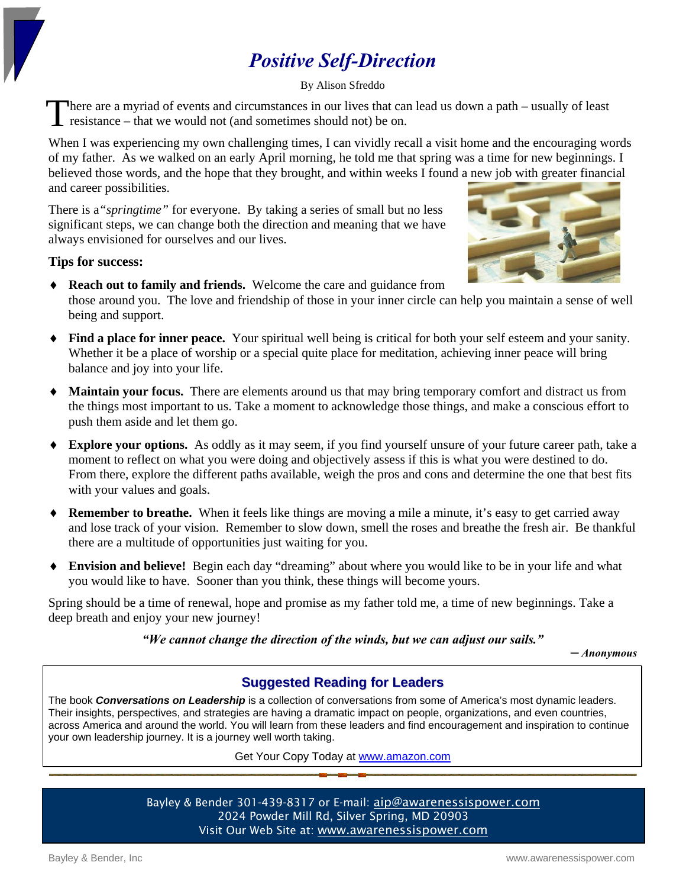# *Positive Self-Direction*

By Alison Sfreddo

There are a myriad of events and circumstances in our lives that can lead us down a path – usually of least resistance – that we would not (and sometimes should not) be on.

When I was experiencing my own challenging times, I can vividly recall a visit home and the encouraging words of my father. As we walked on an early April morning, he told me that spring was a time for new beginnings. I believed those words, and the hope that they brought, and within weeks I found a new job with greater financial and career possibilities.

There is a*"springtime"* for everyone. By taking a series of small but no less significant steps, we can change both the direction and meaning that we have always envisioned for ourselves and our lives.

**Tips for success:**

- **Reach out to family and friends.** Welcome the care and guidance from those around you. The love and friendship of those in your inner circle can help you maintain a sense of well being and support.
- **Find a place for inner peace.** Your spiritual well being is critical for both your self esteem and your sanity. Whether it be a place of worship or a special quite place for meditation, achieving inner peace will bring balance and joy into your life.
- **Maintain your focus.** There are elements around us that may bring temporary comfort and distract us from the things most important to us. Take a moment to acknowledge those things, and make a conscious effort to push them aside and let them go.
- **Explore your options.** As oddly as it may seem, if you find yourself unsure of your future career path, take a moment to reflect on what you were doing and objectively assess if this is what you were destined to do. From there, explore the different paths available, weigh the pros and cons and determine the one that best fits with your values and goals.
- **Remember to breathe.** When it feels like things are moving a mile a minute, it's easy to get carried away and lose track of your vision. Remember to slow down, smell the roses and breathe the fresh air. Be thankful there are a multitude of opportunities just waiting for you.
- **Envision and believe!** Begin each day "dreaming" about where you would like to be in your life and what you would like to have. Sooner than you think, these things will become yours.

Spring should be a time of renewal, hope and promise as my father told me, a time of new beginnings. Take a deep breath and enjoy your new journey!

***"We cannot change the direction of the winds, but we can adjust our sails."***

– ***Anonymous***

## Suggested Reading for Leaders

The book ***Conversations on Leadership*** is a collection of conversations from some of America's most dynamic leaders. Their insights, perspectives, and strategies are having a dramatic impact on people, organizations, and even countries, across America and around the world. You will learn from these leaders and find encouragement and inspiration to continue your own leadership journey. It is a journey well worth taking.

Get Your Copy Today at www.amazon.com

Bayley & Bender 301-439-8317 or E-mail: aip@awarenessispower.com
2024 Powder Mill Rd, Silver Spring, MD 20903
Visit Our Web Site at: www.awarenessispower.com